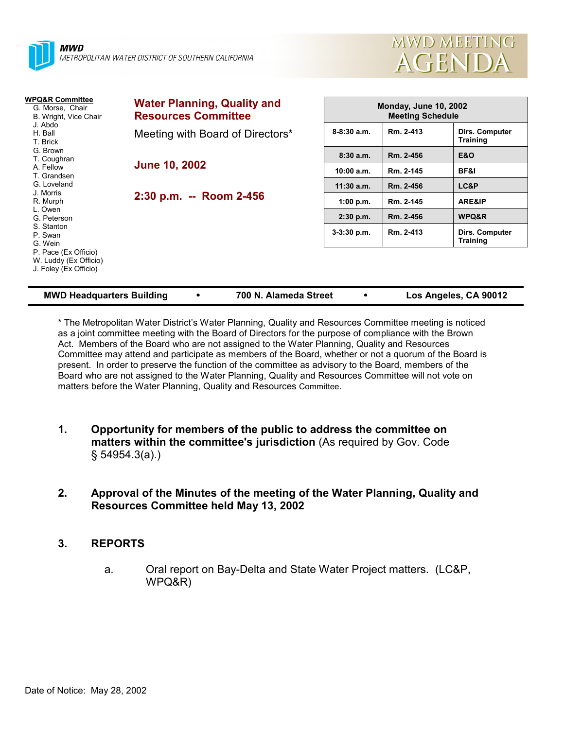**MWD**
*METROPOLITAN WATER DISTRICT OF SOUTHERN CALIFORNIA*

# MWD MEETING AGENDA

**WPQ&R Committee**
- G. Morse, Chair
- B. Wright, Vice Chair
- J. Abdo
- H. Ball
- T. Brick
- G. Brown
- T. Coughran
- A. Fellow
- T. Grandsen
- G. Loveland
- J. Morris
- R. Murph
- L. Owen
- G. Peterson
- S. Stanton
- P. Swan
- G. Wein
- P. Pace (Ex Officio)
- W. Luddy (Ex Officio)
- J. Foley (Ex Officio)

## Water Planning, Quality and Resources Committee

Meeting with Board of Directors*

**June 10, 2002**

**2:30 p.m. -- Room 2-456**

| Monday, June 10, 2002 Meeting Schedule | | |
|---|---|---|
| 8-8:30 a.m. | Rm. 2-413 | Dirs. Computer Training |
| 8:30 a.m. | Rm. 2-456 | E&O |
| 10:00 a.m. | Rm. 2-145 | BF&I |
| 11:30 a.m. | Rm. 2-456 | LC&P |
| 1:00 p.m. | Rm. 2-145 | ARE&IP |
| 2:30 p.m. | Rm. 2-456 | WPQ&R |
| 3-3:30 p.m. | Rm. 2-413 | Dirs. Computer Training |

**MWD Headquarters Building • 700 N. Alameda Street • Los Angeles, CA 90012**

* The Metropolitan Water District's Water Planning, Quality and Resources Committee meeting is noticed as a joint committee meeting with the Board of Directors for the purpose of compliance with the Brown Act. Members of the Board who are not assigned to the Water Planning, Quality and Resources Committee may attend and participate as members of the Board, whether or not a quorum of the Board is present. In order to preserve the function of the committee as advisory to the Board, members of the Board who are not assigned to the Water Planning, Quality and Resources Committee will not vote on matters before the Water Planning, Quality and Resources Committee.

1. **Opportunity for members of the public to address the committee on matters within the committee's jurisdiction** (As required by Gov. Code § 54954.3(a).)

2. **Approval of the Minutes of the meeting of the Water Planning, Quality and Resources Committee held May 13, 2002**

3. **REPORTS**

   a. Oral report on Bay-Delta and State Water Project matters. (LC&P, WPQ&R)

Date of Notice: May 28, 2002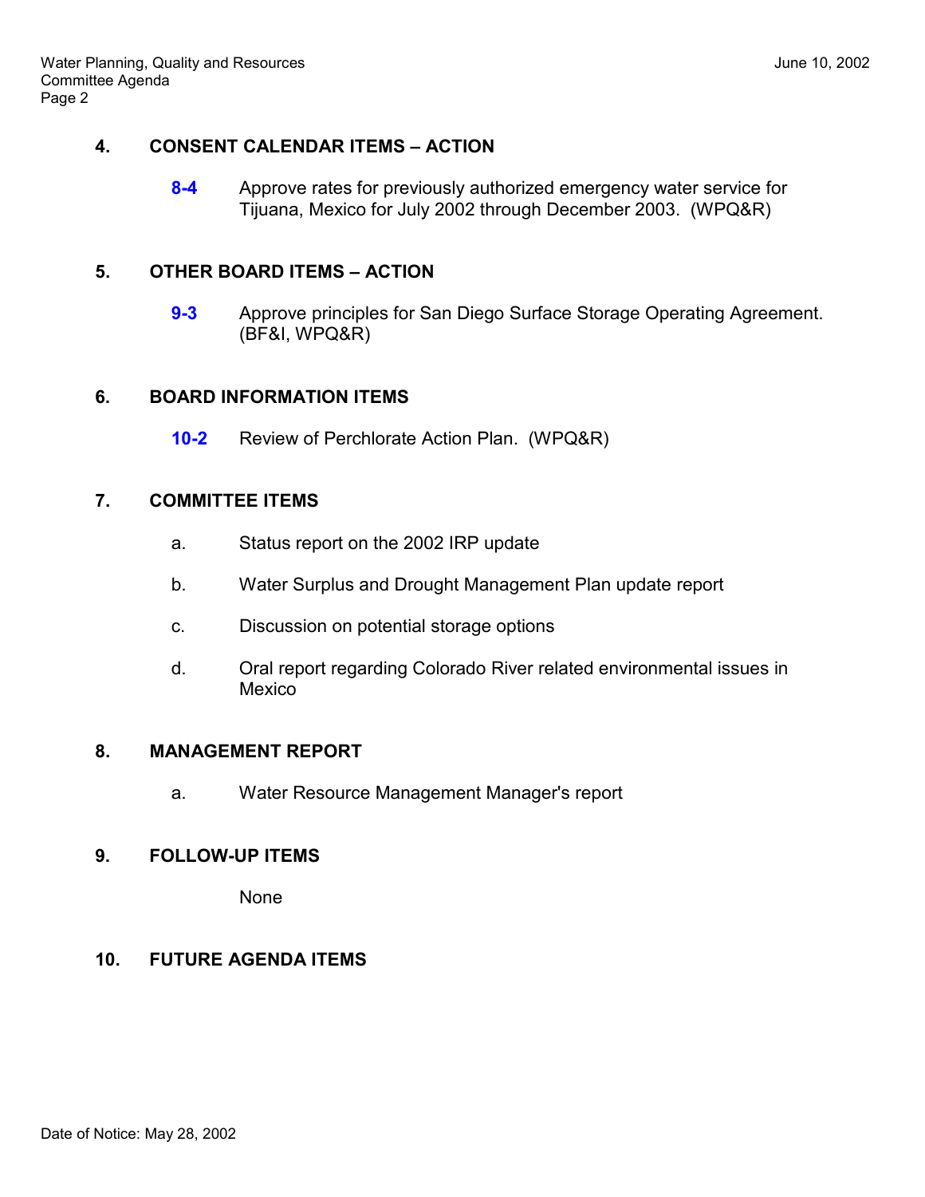## 4. CONSENT CALENDAR ITEMS – ACTION

**8-4** Approve rates for previously authorized emergency water service for Tijuana, Mexico for July 2002 through December 2003. (WPQ&R)

## 5. OTHER BOARD ITEMS – ACTION

**9-3** Approve principles for San Diego Surface Storage Operating Agreement. (BF&I, WPQ&R)

## 6. BOARD INFORMATION ITEMS

**10-2** Review of Perchlorate Action Plan. (WPQ&R)

## 7. COMMITTEE ITEMS

a. Status report on the 2002 IRP update

b. Water Surplus and Drought Management Plan update report

c. Discussion on potential storage options

d. Oral report regarding Colorado River related environmental issues in Mexico

## 8. MANAGEMENT REPORT

a. Water Resource Management Manager's report

## 9. FOLLOW-UP ITEMS

None

## 10. FUTURE AGENDA ITEMS

Date of Notice: May 28, 2002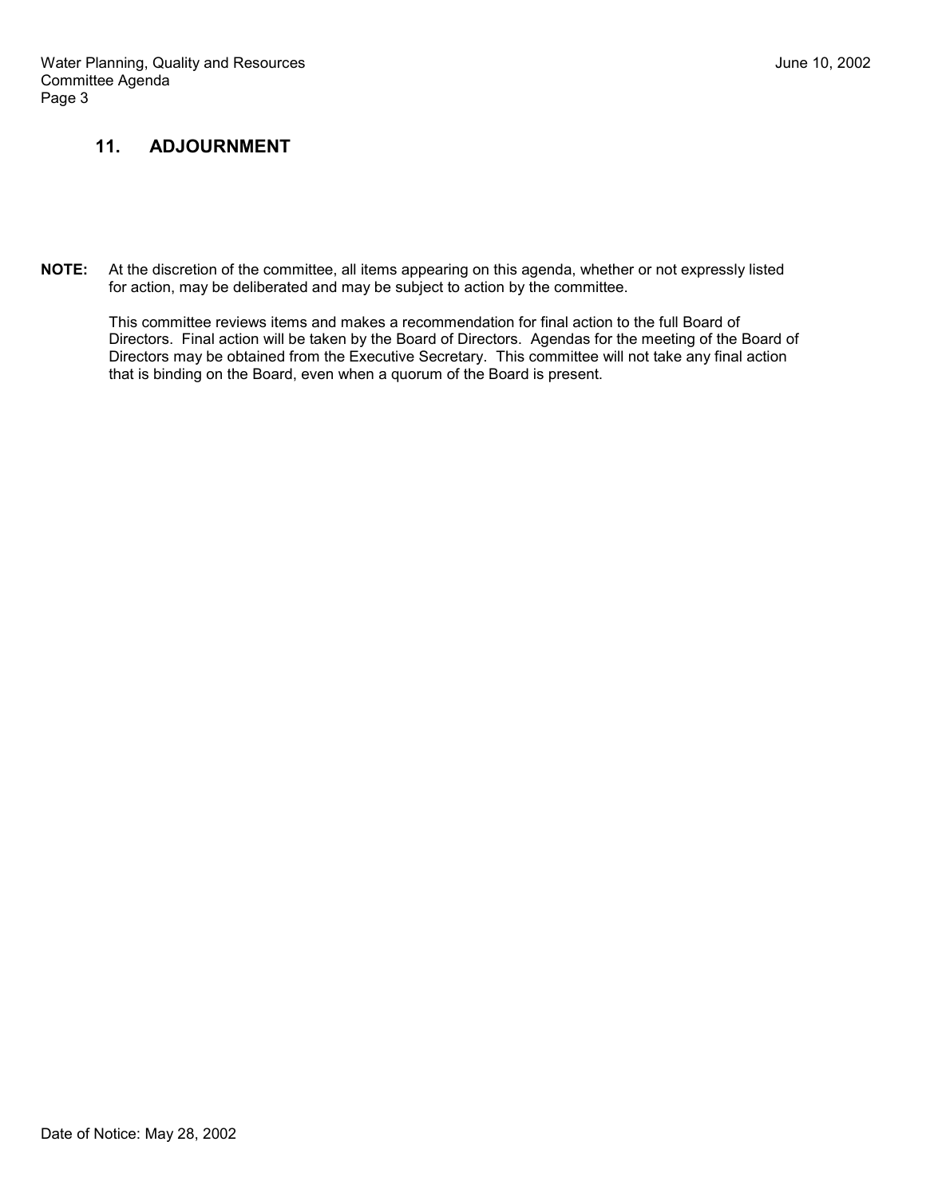## 11. ADJOURNMENT

**NOTE:** At the discretion of the committee, all items appearing on this agenda, whether or not expressly listed for action, may be deliberated and may be subject to action by the committee.

This committee reviews items and makes a recommendation for final action to the full Board of Directors. Final action will be taken by the Board of Directors. Agendas for the meeting of the Board of Directors may be obtained from the Executive Secretary. This committee will not take any final action that is binding on the Board, even when a quorum of the Board is present.

Date of Notice: May 28, 2002